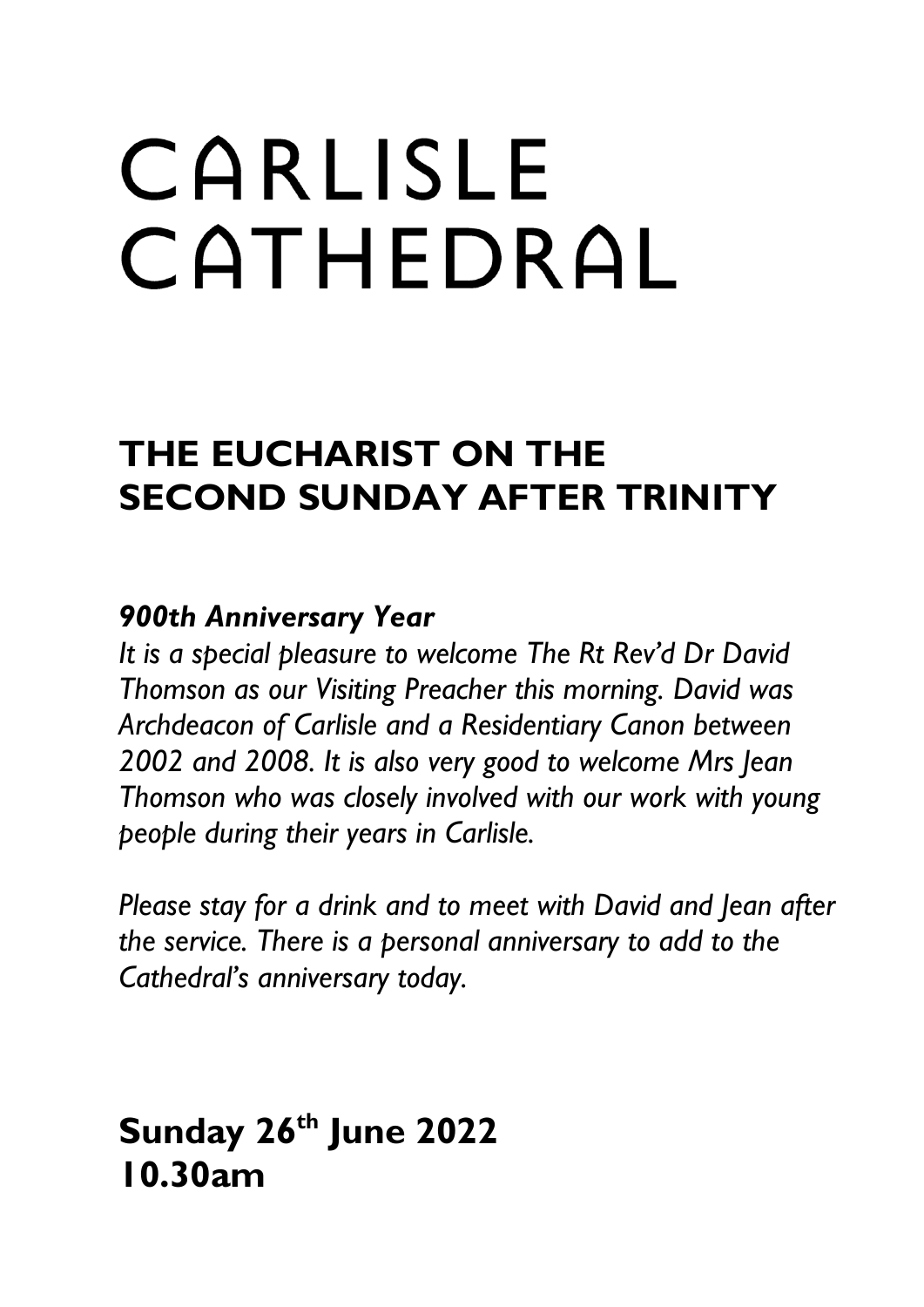# CARLISLE CATHEDRAL

## THE EUCHARIST ON THE SECOND SUNDAY AFTER TRINITY

***900th Anniversary Year***

*It is a special pleasure to welcome The Rt Rev'd Dr David Thomson as our Visiting Preacher this morning. David was Archdeacon of Carlisle and a Residentiary Canon between 2002 and 2008. It is also very good to welcome Mrs Jean Thomson who was closely involved with our work with young people during their years in Carlisle.*

*Please stay for a drink and to meet with David and Jean after the service. There is a personal anniversary to add to the Cathedral's anniversary today.*

**Sunday 26th June 2022**
**10.30am**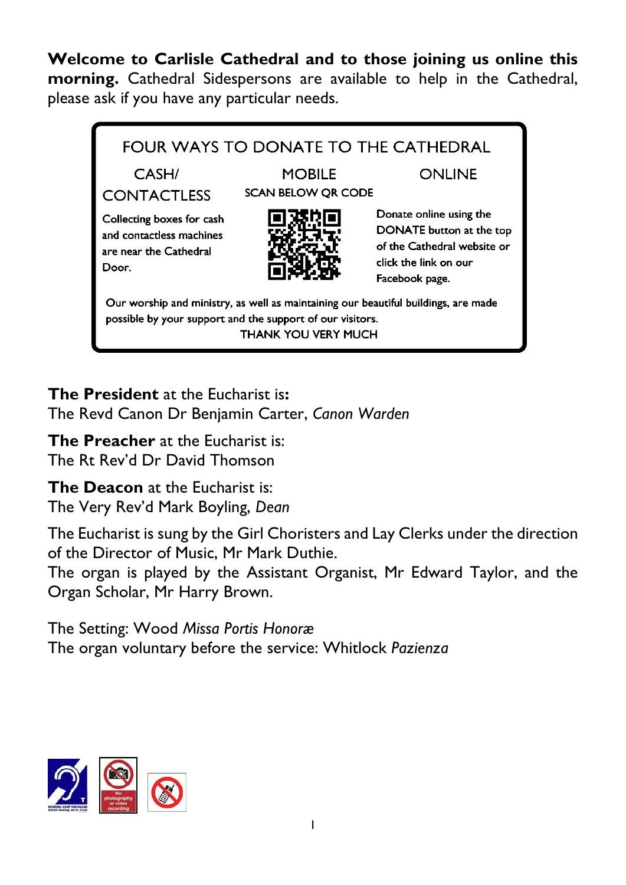**Welcome to Carlisle Cathedral and to those joining us online this morning.** Cathedral Sidespersons are available to help in the Cathedral, please ask if you have any particular needs.

FOUR WAYS TO DONATE TO THE CATHEDRAL

CASH/ CONTACTLESS

Collecting boxes for cash and contactless machines are near the Cathedral Door.

MOBILE

SCAN BELOW QR CODE

ONLINE

Donate online using the DONATE button at the top of the Cathedral website or click the link on our Facebook page.

Our worship and ministry, as well as maintaining our beautiful buildings, are made possible by your support and the support of our visitors.

THANK YOU VERY MUCH

**The President** at the Eucharist is**:**
The Revd Canon Dr Benjamin Carter, *Canon Warden*

**The Preacher** at the Eucharist is:
The Rt Rev'd Dr David Thomson

**The Deacon** at the Eucharist is:
The Very Rev'd Mark Boyling, *Dean*

The Eucharist is sung by the Girl Choristers and Lay Clerks under the direction of the Director of Music, Mr Mark Duthie.
The organ is played by the Assistant Organist, Mr Edward Taylor, and the Organ Scholar, Mr Harry Brown.

The Setting: Wood *Missa Portis Honoræ*
The organ voluntary before the service: Whitlock *Pazienza*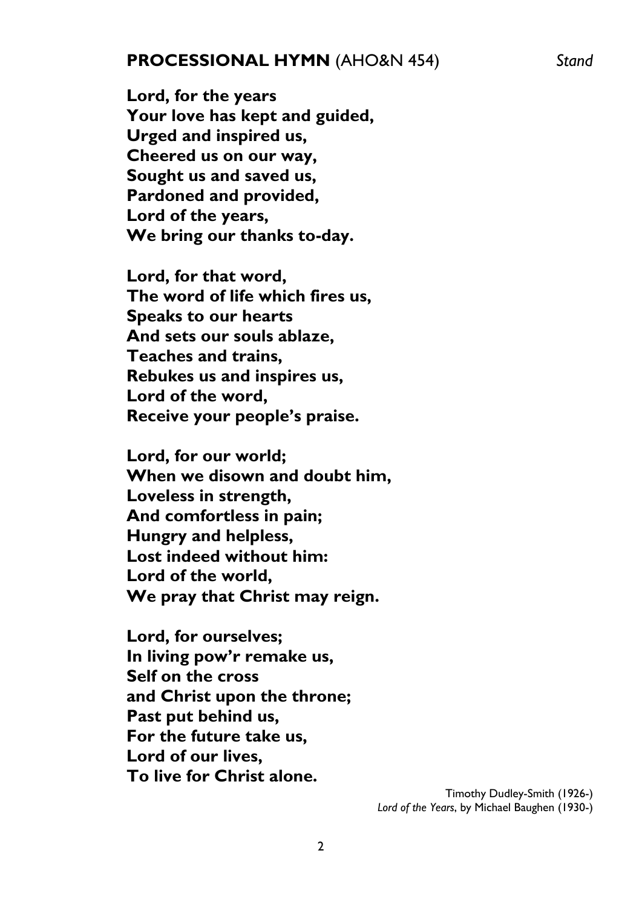## PROCESSIONAL HYMN (AHO&N 454) *Stand*

**Lord, for the years**
**Your love has kept and guided,**
**Urged and inspired us,**
**Cheered us on our way,**
**Sought us and saved us,**
**Pardoned and provided,**
**Lord of the years,**
**We bring our thanks to-day.**

**Lord, for that word,**
**The word of life which fires us,**
**Speaks to our hearts**
**And sets our souls ablaze,**
**Teaches and trains,**
**Rebukes us and inspires us,**
**Lord of the word,**
**Receive your people's praise.**

**Lord, for our world;**
**When we disown and doubt him,**
**Loveless in strength,**
**And comfortless in pain;**
**Hungry and helpless,**
**Lost indeed without him:**
**Lord of the world,**
**We pray that Christ may reign.**

**Lord, for ourselves;**
**In living pow'r remake us,**
**Self on the cross**
**and Christ upon the throne;**
**Past put behind us,**
**For the future take us,**
**Lord of our lives,**
**To live for Christ alone.**

Timothy Dudley-Smith (1926-)
*Lord of the Years*, by Michael Baughen (1930-)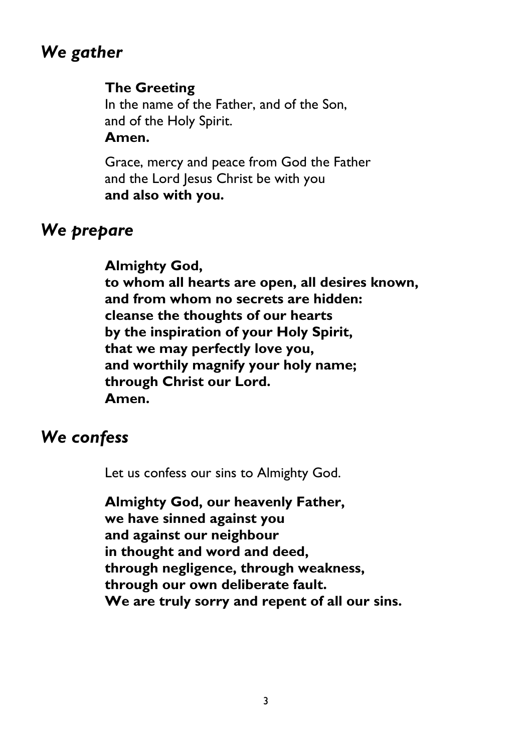## *We gather*

**The Greeting**

In the name of the Father, and of the Son,
and of the Holy Spirit.
**Amen.**

Grace, mercy and peace from God the Father
and the Lord Jesus Christ be with you
**and also with you.**

## *We prepare*

**Almighty God,
to whom all hearts are open, all desires known,
and from whom no secrets are hidden:
cleanse the thoughts of our hearts
by the inspiration of your Holy Spirit,
that we may perfectly love you,
and worthily magnify your holy name;
through Christ our Lord.
Amen.**

## *We confess*

Let us confess our sins to Almighty God.

**Almighty God, our heavenly Father,
we have sinned against you
and against our neighbour
in thought and word and deed,
through negligence, through weakness,
through our own deliberate fault.
We are truly sorry and repent of all our sins.**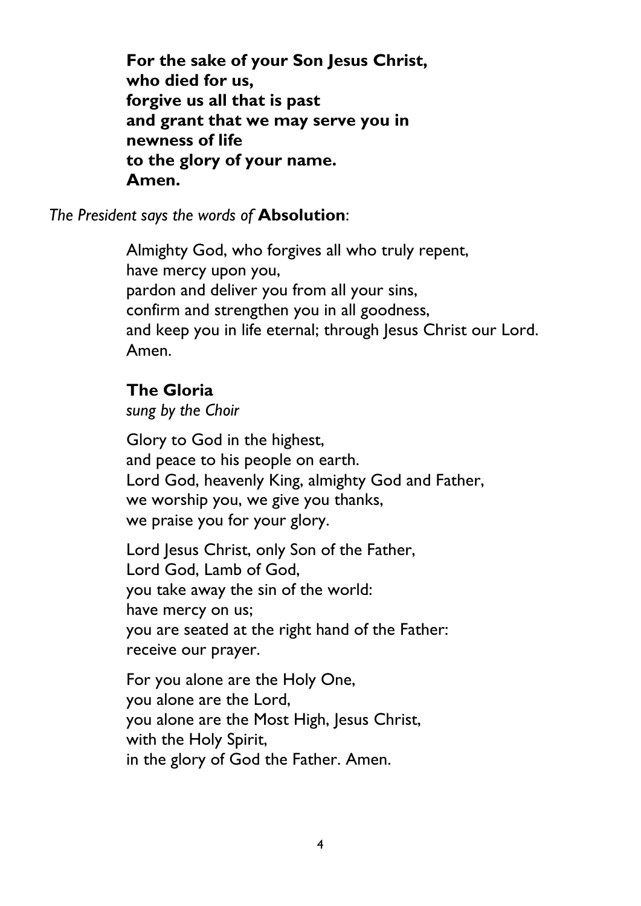**For the sake of your Son Jesus Christ,**
**who died for us,**
**forgive us all that is past**
**and grant that we may serve you in**
**newness of life**
**to the glory of your name.**
**Amen.**

*The President says the words of* **Absolution**:

Almighty God, who forgives all who truly repent,
have mercy upon you,
pardon and deliver you from all your sins,
confirm and strengthen you in all goodness,
and keep you in life eternal; through Jesus Christ our Lord.
Amen.

## The Gloria

*sung by the Choir*

Glory to God in the highest,
and peace to his people on earth.
Lord God, heavenly King, almighty God and Father,
we worship you, we give you thanks,
we praise you for your glory.

Lord Jesus Christ, only Son of the Father,
Lord God, Lamb of God,
you take away the sin of the world:
have mercy on us;
you are seated at the right hand of the Father:
receive our prayer.

For you alone are the Holy One,
you alone are the Lord,
you alone are the Most High, Jesus Christ,
with the Holy Spirit,
in the glory of God the Father. Amen.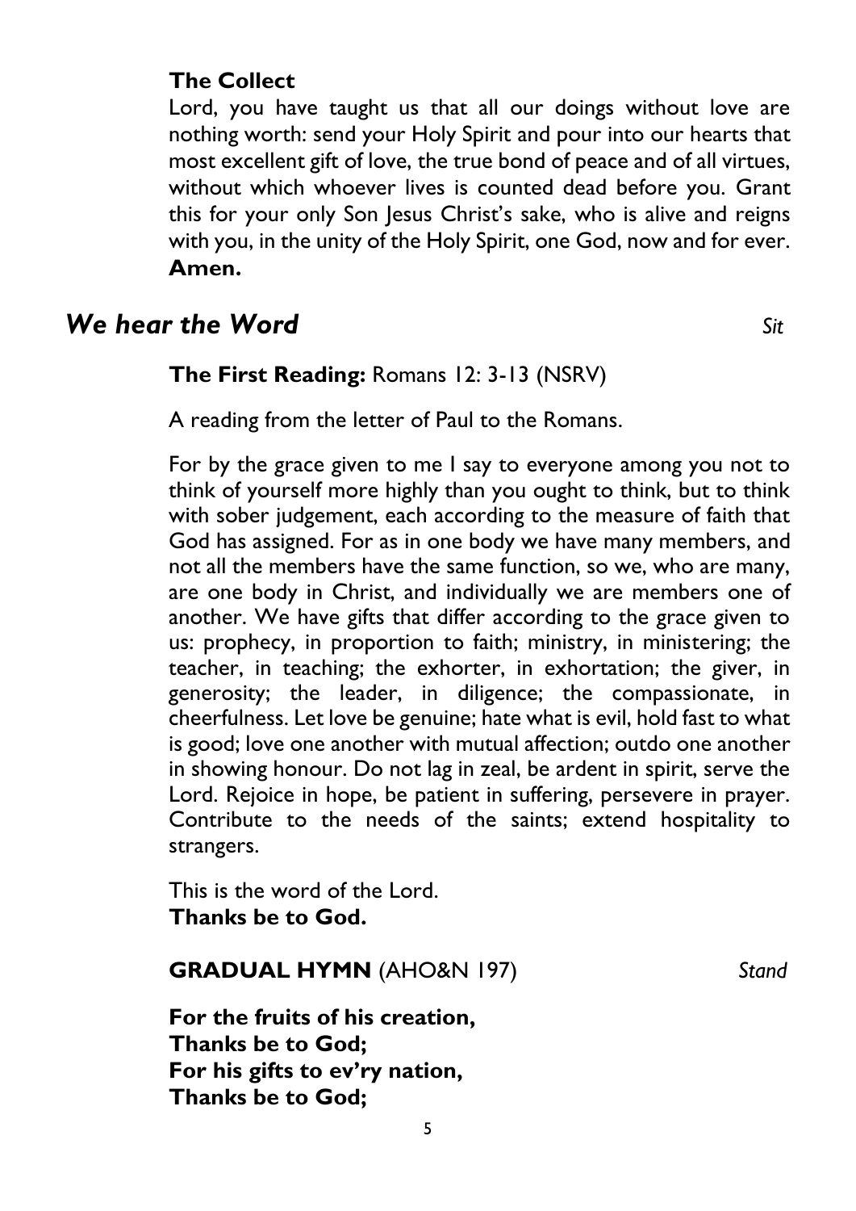**The Collect**

Lord, you have taught us that all our doings without love are nothing worth: send your Holy Spirit and pour into our hearts that most excellent gift of love, the true bond of peace and of all virtues, without which whoever lives is counted dead before you. Grant this for your only Son Jesus Christ's sake, who is alive and reigns with you, in the unity of the Holy Spirit, one God, now and for ever. **Amen.**

## *We hear the Word* *Sit*

**The First Reading:** Romans 12: 3-13 (NSRV)

A reading from the letter of Paul to the Romans.

For by the grace given to me I say to everyone among you not to think of yourself more highly than you ought to think, but to think with sober judgement, each according to the measure of faith that God has assigned. For as in one body we have many members, and not all the members have the same function, so we, who are many, are one body in Christ, and individually we are members one of another. We have gifts that differ according to the grace given to us: prophecy, in proportion to faith; ministry, in ministering; the teacher, in teaching; the exhorter, in exhortation; the giver, in generosity; the leader, in diligence; the compassionate, in cheerfulness. Let love be genuine; hate what is evil, hold fast to what is good; love one another with mutual affection; outdo one another in showing honour. Do not lag in zeal, be ardent in spirit, serve the Lord. Rejoice in hope, be patient in suffering, persevere in prayer. Contribute to the needs of the saints; extend hospitality to strangers.

This is the word of the Lord.
**Thanks be to God.**

**GRADUAL HYMN** (AHO&N 197) *Stand*

**For the fruits of his creation,**
**Thanks be to God;**
**For his gifts to ev'ry nation,**
**Thanks be to God;**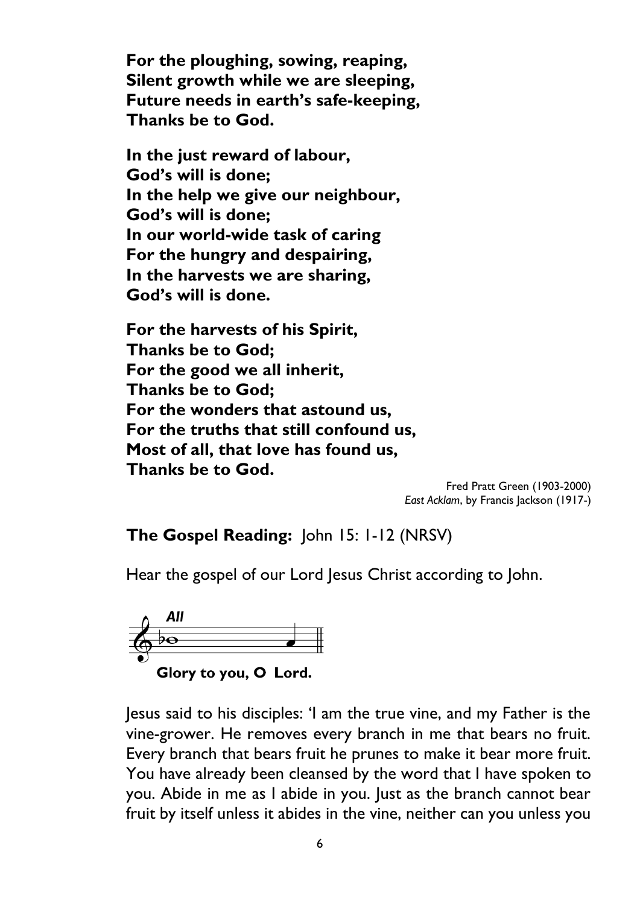**For the ploughing, sowing, reaping,**
**Silent growth while we are sleeping,**
**Future needs in earth's safe-keeping,**
**Thanks be to God.**

**In the just reward of labour,**
**God's will is done;**
**In the help we give our neighbour,**
**God's will is done;**
**In our world-wide task of caring**
**For the hungry and despairing,**
**In the harvests we are sharing,**
**God's will is done.**

**For the harvests of his Spirit,**
**Thanks be to God;**
**For the good we all inherit,**
**Thanks be to God;**
**For the wonders that astound us,**
**For the truths that still confound us,**
**Most of all, that love has found us,**
**Thanks be to God.**

Fred Pratt Green (1903-2000)
*East Acklam*, by Francis Jackson (1917-)

**The Gospel Reading:** John 15: 1-12 (NRSV)

Hear the gospel of our Lord Jesus Christ according to John.

***All***

**Glory to you, O Lord.**

Jesus said to his disciples: 'I am the true vine, and my Father is the vine-grower. He removes every branch in me that bears no fruit. Every branch that bears fruit he prunes to make it bear more fruit. You have already been cleansed by the word that I have spoken to you. Abide in me as I abide in you. Just as the branch cannot bear fruit by itself unless it abides in the vine, neither can you unless you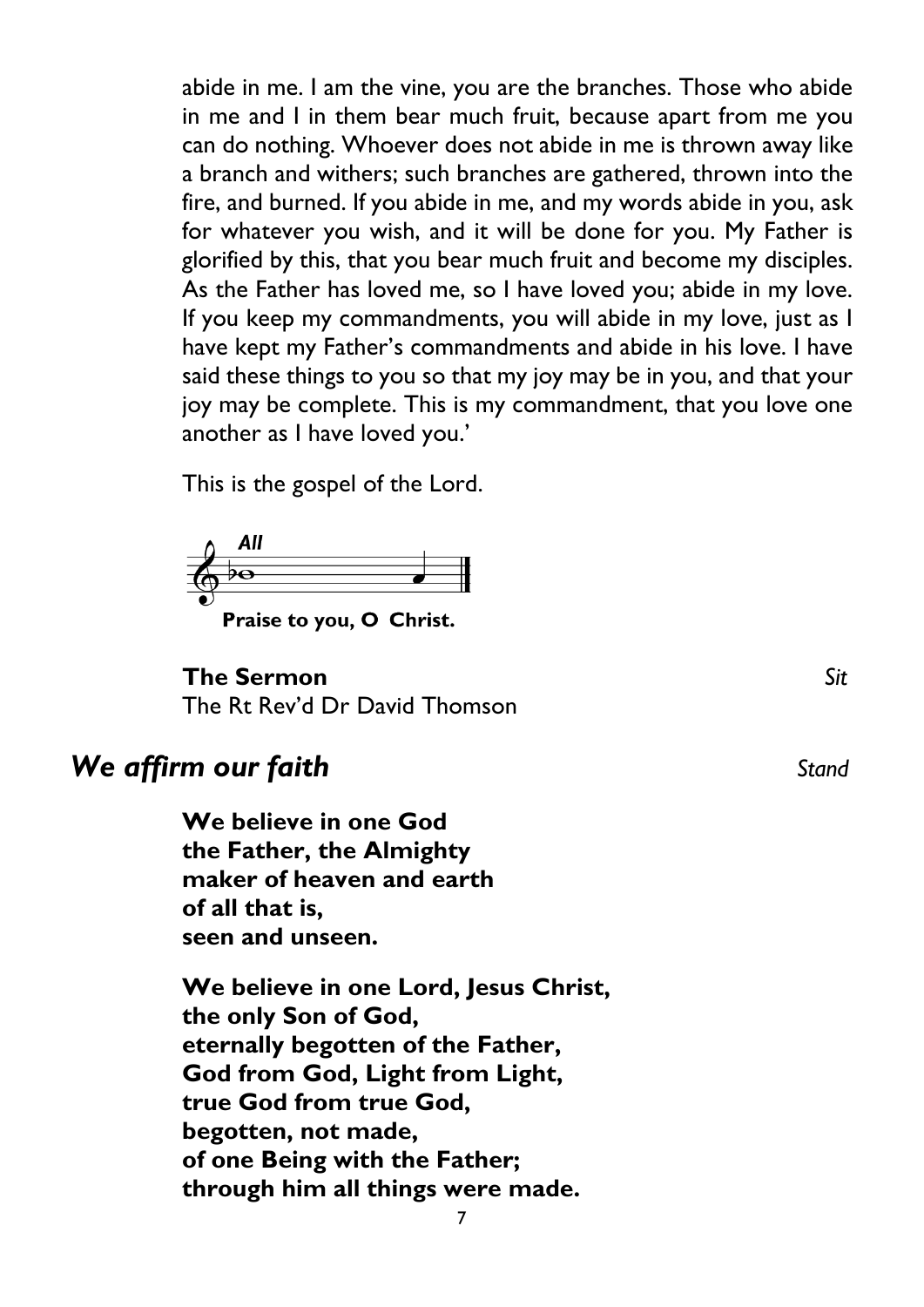abide in me. I am the vine, you are the branches. Those who abide in me and I in them bear much fruit, because apart from me you can do nothing. Whoever does not abide in me is thrown away like a branch and withers; such branches are gathered, thrown into the fire, and burned. If you abide in me, and my words abide in you, ask for whatever you wish, and it will be done for you. My Father is glorified by this, that you bear much fruit and become my disciples. As the Father has loved me, so I have loved you; abide in my love. If you keep my commandments, you will abide in my love, just as I have kept my Father's commandments and abide in his love. I have said these things to you so that my joy may be in you, and that your joy may be complete. This is my commandment, that you love one another as I have loved you.'

This is the gospel of the Lord.

***All***

**Praise to you, O Christ.**

**The Sermon** *Sit*
The Rt Rev'd Dr David Thomson

## *We affirm our faith* *Stand*

**We believe in one God**
**the Father, the Almighty**
**maker of heaven and earth**
**of all that is,**
**seen and unseen.**

**We believe in one Lord, Jesus Christ,**
**the only Son of God,**
**eternally begotten of the Father,**
**God from God, Light from Light,**
**true God from true God,**
**begotten, not made,**
**of one Being with the Father;**
**through him all things were made.**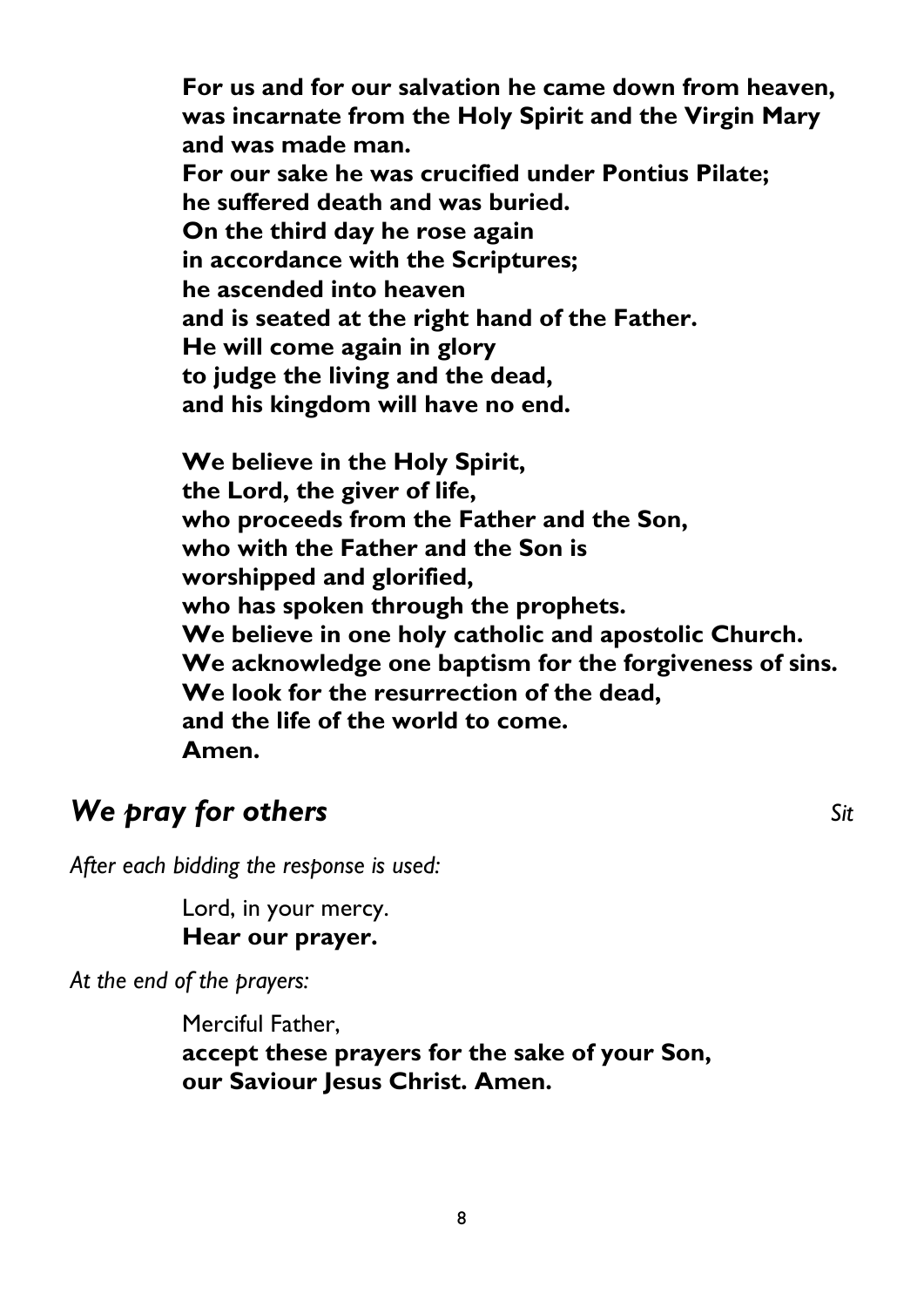**For us and for our salvation he came down from heaven,**
**was incarnate from the Holy Spirit and the Virgin Mary**
**and was made man.**
**For our sake he was crucified under Pontius Pilate;**
**he suffered death and was buried.**
**On the third day he rose again**
**in accordance with the Scriptures;**
**he ascended into heaven**
**and is seated at the right hand of the Father.**
**He will come again in glory**
**to judge the living and the dead,**
**and his kingdom will have no end.**

**We believe in the Holy Spirit,**
**the Lord, the giver of life,**
**who proceeds from the Father and the Son,**
**who with the Father and the Son is**
**worshipped and glorified,**
**who has spoken through the prophets.**
**We believe in one holy catholic and apostolic Church.**
**We acknowledge one baptism for the forgiveness of sins.**
**We look for the resurrection of the dead,**
**and the life of the world to come.**
**Amen.**

## *We pray for others* *Sit*

*After each bidding the response is used:*

Lord, in your mercy.
**Hear our prayer.**

*At the end of the prayers:*

Merciful Father,
**accept these prayers for the sake of your Son,**
**our Saviour Jesus Christ. Amen.**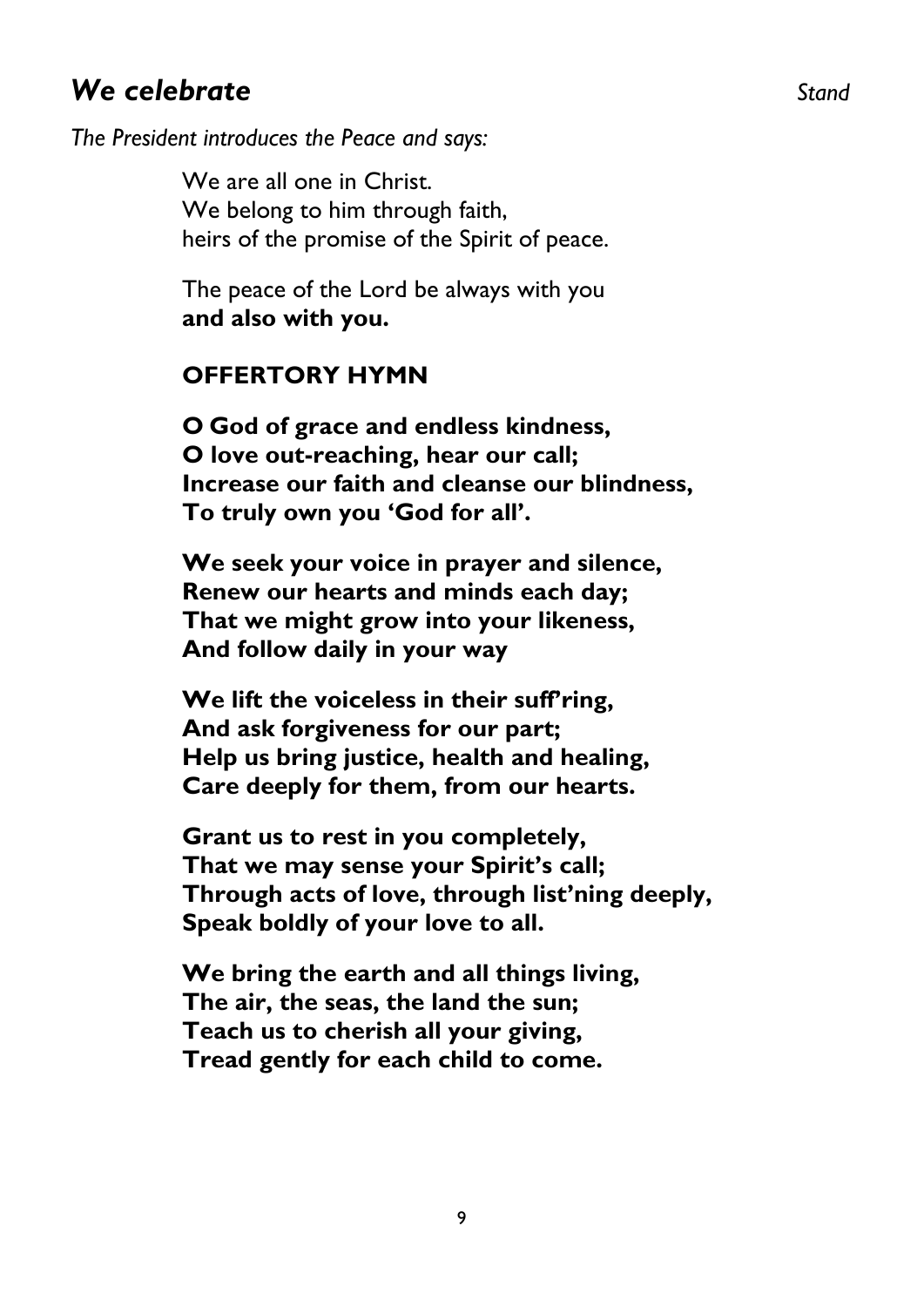## *We celebrate* 

*Stand*

*The President introduces the Peace and says:*

We are all one in Christ.
We belong to him through faith,
heirs of the promise of the Spirit of peace.

The peace of the Lord be always with you
**and also with you.**

**OFFERTORY HYMN**

**O God of grace and endless kindness,**
**O love out-reaching, hear our call;**
**Increase our faith and cleanse our blindness,**
**To truly own you 'God for all'.**

**We seek your voice in prayer and silence,**
**Renew our hearts and minds each day;**
**That we might grow into your likeness,**
**And follow daily in your way**

**We lift the voiceless in their suff'ring,**
**And ask forgiveness for our part;**
**Help us bring justice, health and healing,**
**Care deeply for them, from our hearts.**

**Grant us to rest in you completely,**
**That we may sense your Spirit's call;**
**Through acts of love, through list'ning deeply,**
**Speak boldly of your love to all.**

**We bring the earth and all things living,**
**The air, the seas, the land the sun;**
**Teach us to cherish all your giving,**
**Tread gently for each child to come.**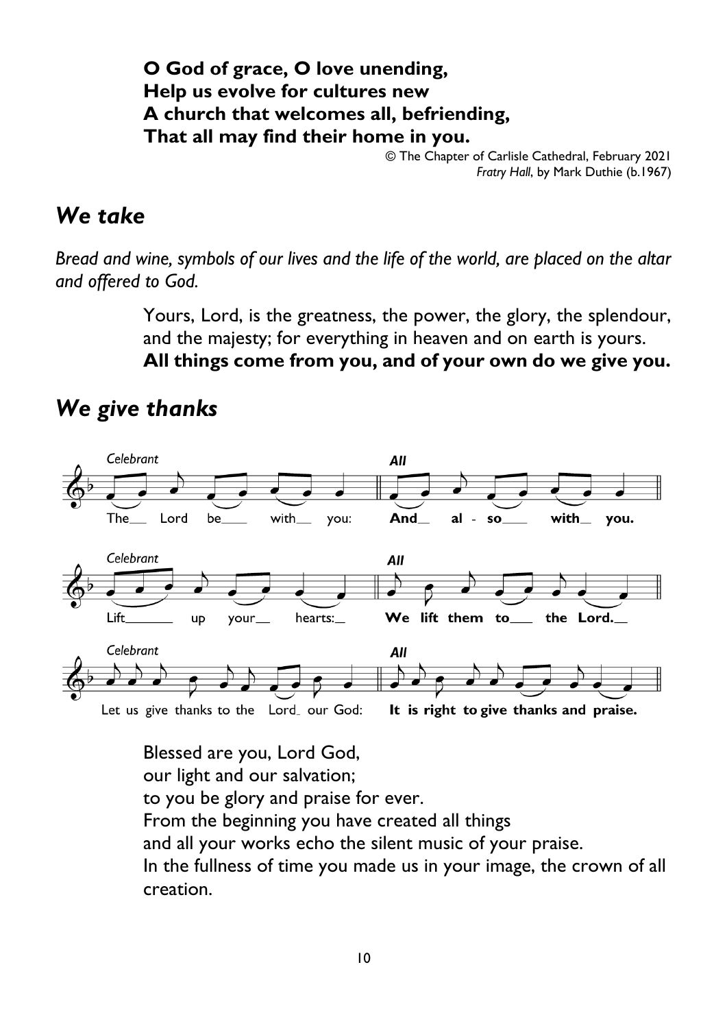**O God of grace, O love unending,**
**Help us evolve for cultures new**
**A church that welcomes all, befriending,**
**That all may find their home in you.**

© The Chapter of Carlisle Cathedral, February 2021
*Fratry Hall*, by Mark Duthie (b.1967)

## *We take*

*Bread and wine, symbols of our lives and the life of the world, are placed on the altar and offered to God.*

Yours, Lord, is the greatness, the power, the glory, the splendour, and the majesty; for everything in heaven and on earth is yours.
**All things come from you, and of your own do we give you.**

## *We give thanks*

*Celebrant* The Lord be with you: *All* **And also with you.**

*Celebrant* Lift up your hearts: *All* **We lift them to the Lord.**

*Celebrant* Let us give thanks to the Lord our God: *All* **It is right to give thanks and praise.**

Blessed are you, Lord God,
our light and our salvation;
to you be glory and praise for ever.
From the beginning you have created all things
and all your works echo the silent music of your praise.
In the fullness of time you made us in your image, the crown of all creation.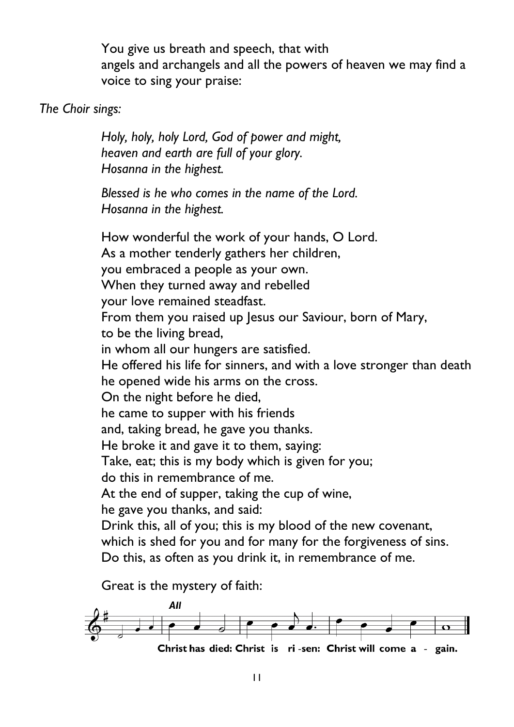You give us breath and speech, that with
angels and archangels and all the powers of heaven we may find a voice to sing your praise:

*The Choir sings:*

*Holy, holy, holy Lord, God of power and might,*
*heaven and earth are full of your glory.*
*Hosanna in the highest.*

*Blessed is he who comes in the name of the Lord.*
*Hosanna in the highest.*

How wonderful the work of your hands, O Lord.
As a mother tenderly gathers her children,
you embraced a people as your own.
When they turned away and rebelled
your love remained steadfast.
From them you raised up Jesus our Saviour, born of Mary,
to be the living bread,
in whom all our hungers are satisfied.
He offered his life for sinners, and with a love stronger than death
he opened wide his arms on the cross.
On the night before he died,
he came to supper with his friends
and, taking bread, he gave you thanks.
He broke it and gave it to them, saying:
Take, eat; this is my body which is given for you;
do this in remembrance of me.
At the end of supper, taking the cup of wine,
he gave you thanks, and said:
Drink this, all of you; this is my blood of the new covenant,
which is shed for you and for many for the forgiveness of sins.
Do this, as often as you drink it, in remembrance of me.

Great is the mystery of faith:

***All***

**Christ has died: Christ is ri-sen: Christ will come a - gain.**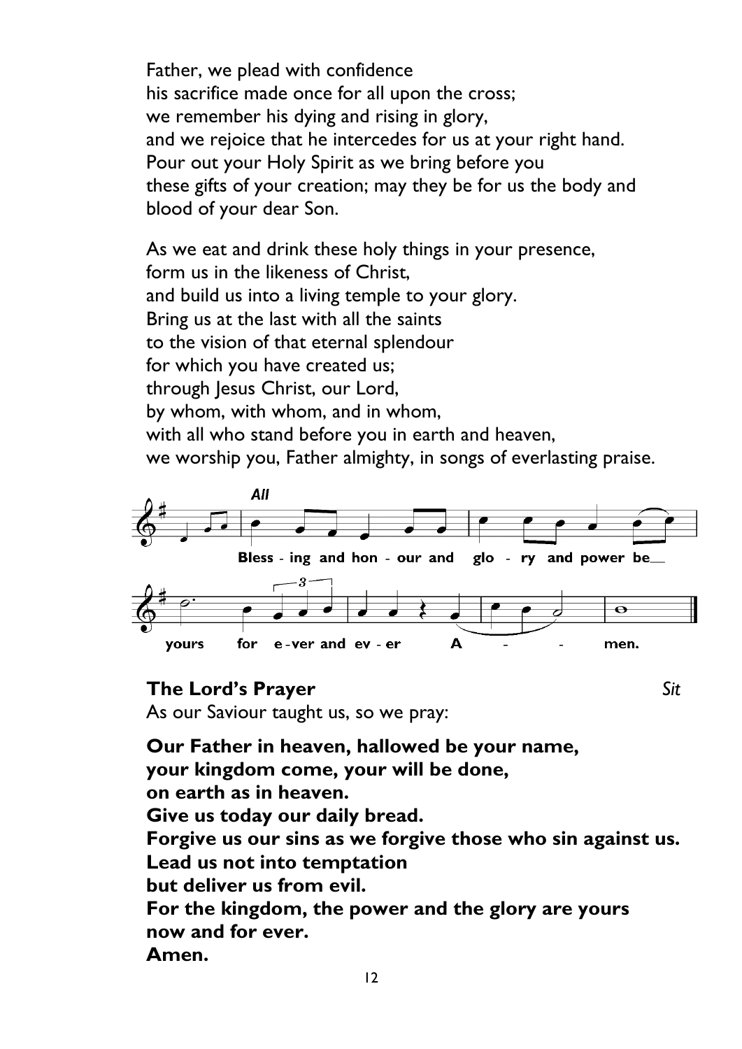Father, we plead with confidence
his sacrifice made once for all upon the cross;
we remember his dying and rising in glory,
and we rejoice that he intercedes for us at your right hand.
Pour out your Holy Spirit as we bring before you
these gifts of your creation; may they be for us the body and blood of your dear Son.

As we eat and drink these holy things in your presence,
form us in the likeness of Christ,
and build us into a living temple to your glory.
Bring us at the last with all the saints
to the vision of that eternal splendour
for which you have created us;
through Jesus Christ, our Lord,
by whom, with whom, and in whom,
with all who stand before you in earth and heaven,
we worship you, Father almighty, in songs of everlasting praise.

*All*

**Bless - ing and hon - our and glo - ry and power be yours for e - ver and ev - er A - - men.**

### The Lord's Prayer *Sit*

As our Saviour taught us, so we pray:

**Our Father in heaven, hallowed be your name,**
**your kingdom come, your will be done,**
**on earth as in heaven.**
**Give us today our daily bread.**
**Forgive us our sins as we forgive those who sin against us.**
**Lead us not into temptation**
**but deliver us from evil.**
**For the kingdom, the power and the glory are yours**
**now and for ever.**
**Amen.**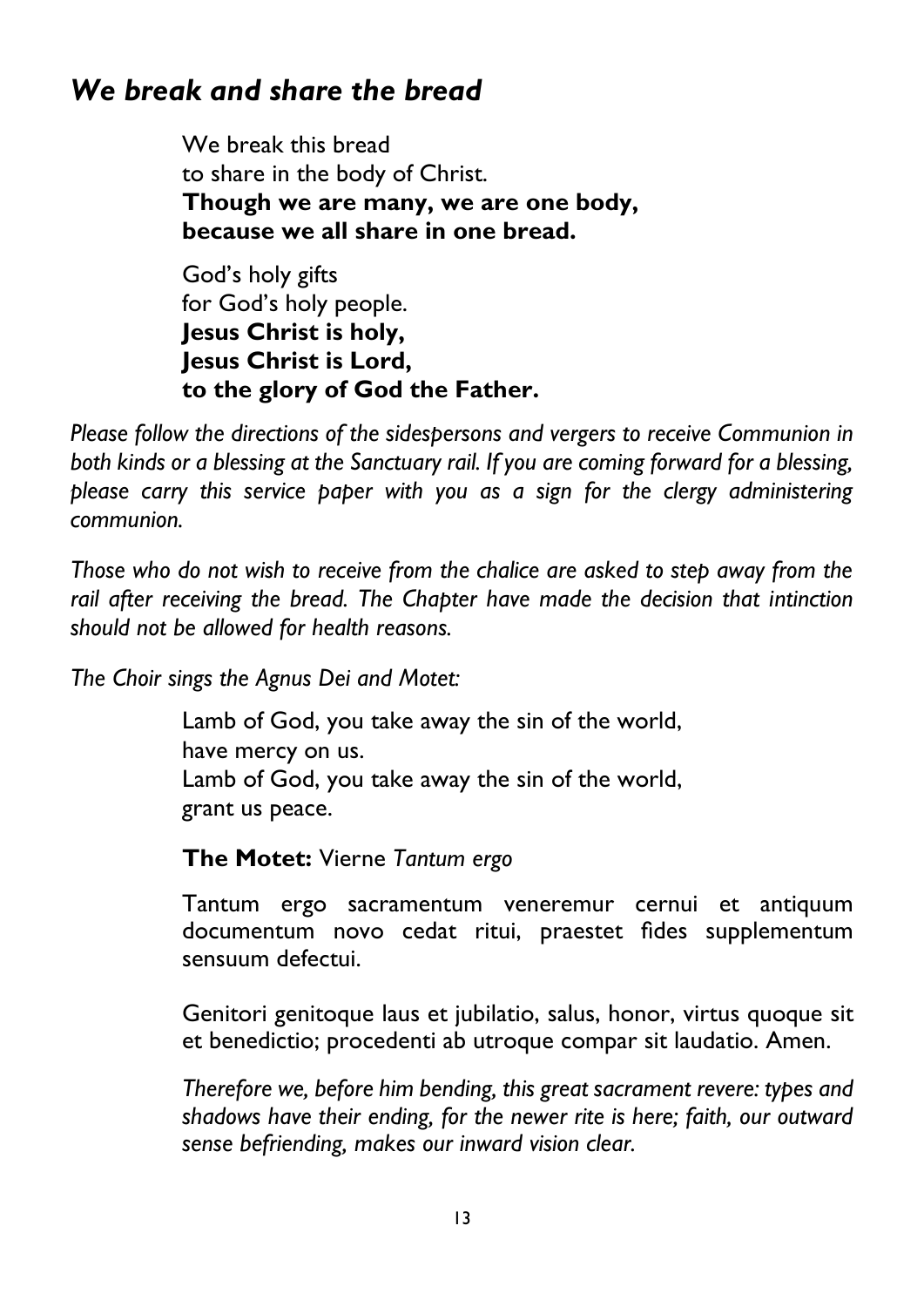## *We break and share the bread*

We break this bread
to share in the body of Christ.
**Though we are many, we are one body,**
**because we all share in one bread.**

God's holy gifts
for God's holy people.
**Jesus Christ is holy,**
**Jesus Christ is Lord,**
**to the glory of God the Father.**

*Please follow the directions of the sidespersons and vergers to receive Communion in both kinds or a blessing at the Sanctuary rail. If you are coming forward for a blessing, please carry this service paper with you as a sign for the clergy administering communion.*

*Those who do not wish to receive from the chalice are asked to step away from the rail after receiving the bread. The Chapter have made the decision that intinction should not be allowed for health reasons.*

*The Choir sings the Agnus Dei and Motet:*

Lamb of God, you take away the sin of the world,
have mercy on us.
Lamb of God, you take away the sin of the world,
grant us peace.

**The Motet:** Vierne *Tantum ergo*

Tantum ergo sacramentum veneremur cernui et antiquum documentum novo cedat ritui, praestet fides supplementum sensuum defectui.

Genitori genitoque laus et jubilatio, salus, honor, virtus quoque sit et benedictio; procedenti ab utroque compar sit laudatio. Amen.

*Therefore we, before him bending, this great sacrament revere: types and shadows have their ending, for the newer rite is here; faith, our outward sense befriending, makes our inward vision clear.*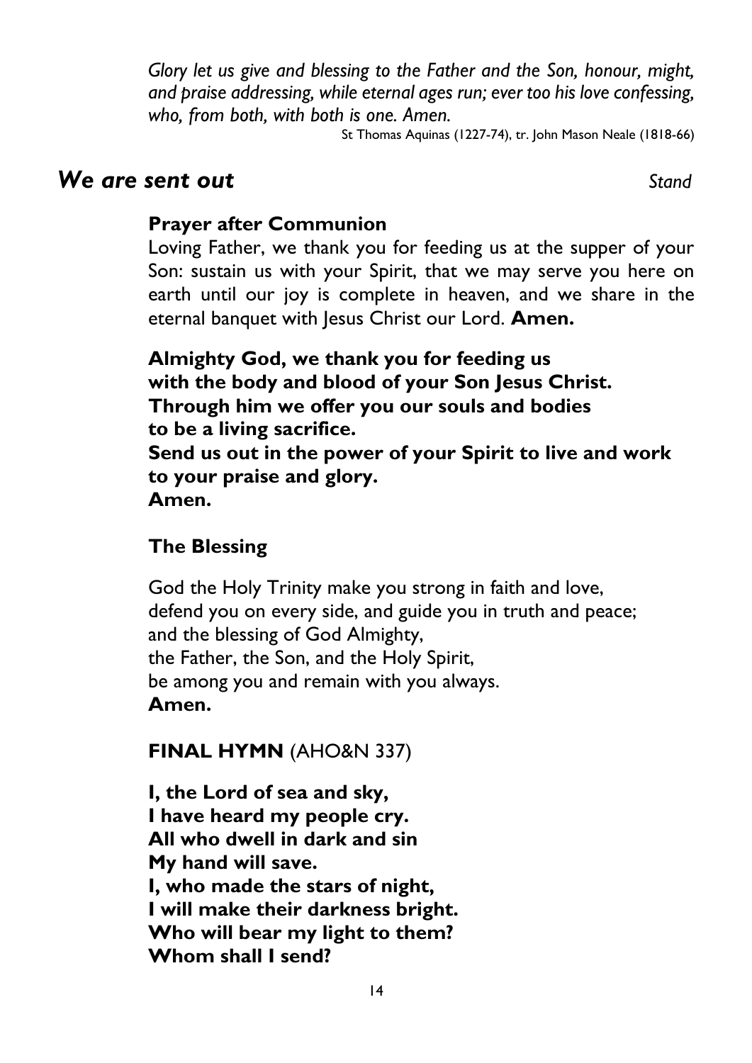*Glory let us give and blessing to the Father and the Son, honour, might, and praise addressing, while eternal ages run; ever too his love confessing, who, from both, with both is one. Amen.*

St Thomas Aquinas (1227-74), tr. John Mason Neale (1818-66)

## *We are sent out* *Stand*

**Prayer after Communion**

Loving Father, we thank you for feeding us at the supper of your Son: sustain us with your Spirit, that we may serve you here on earth until our joy is complete in heaven, and we share in the eternal banquet with Jesus Christ our Lord. **Amen.**

**Almighty God, we thank you for feeding us**
**with the body and blood of your Son Jesus Christ.**
**Through him we offer you our souls and bodies**
**to be a living sacrifice.**
**Send us out in the power of your Spirit to live and work**
**to your praise and glory.**
**Amen.**

**The Blessing**

God the Holy Trinity make you strong in faith and love,
defend you on every side, and guide you in truth and peace;
and the blessing of God Almighty,
the Father, the Son, and the Holy Spirit,
be among you and remain with you always.
**Amen.**

**FINAL HYMN** (AHO&N 337)

**I, the Lord of sea and sky,**
**I have heard my people cry.**
**All who dwell in dark and sin**
**My hand will save.**
**I, who made the stars of night,**
**I will make their darkness bright.**
**Who will bear my light to them?**
**Whom shall I send?**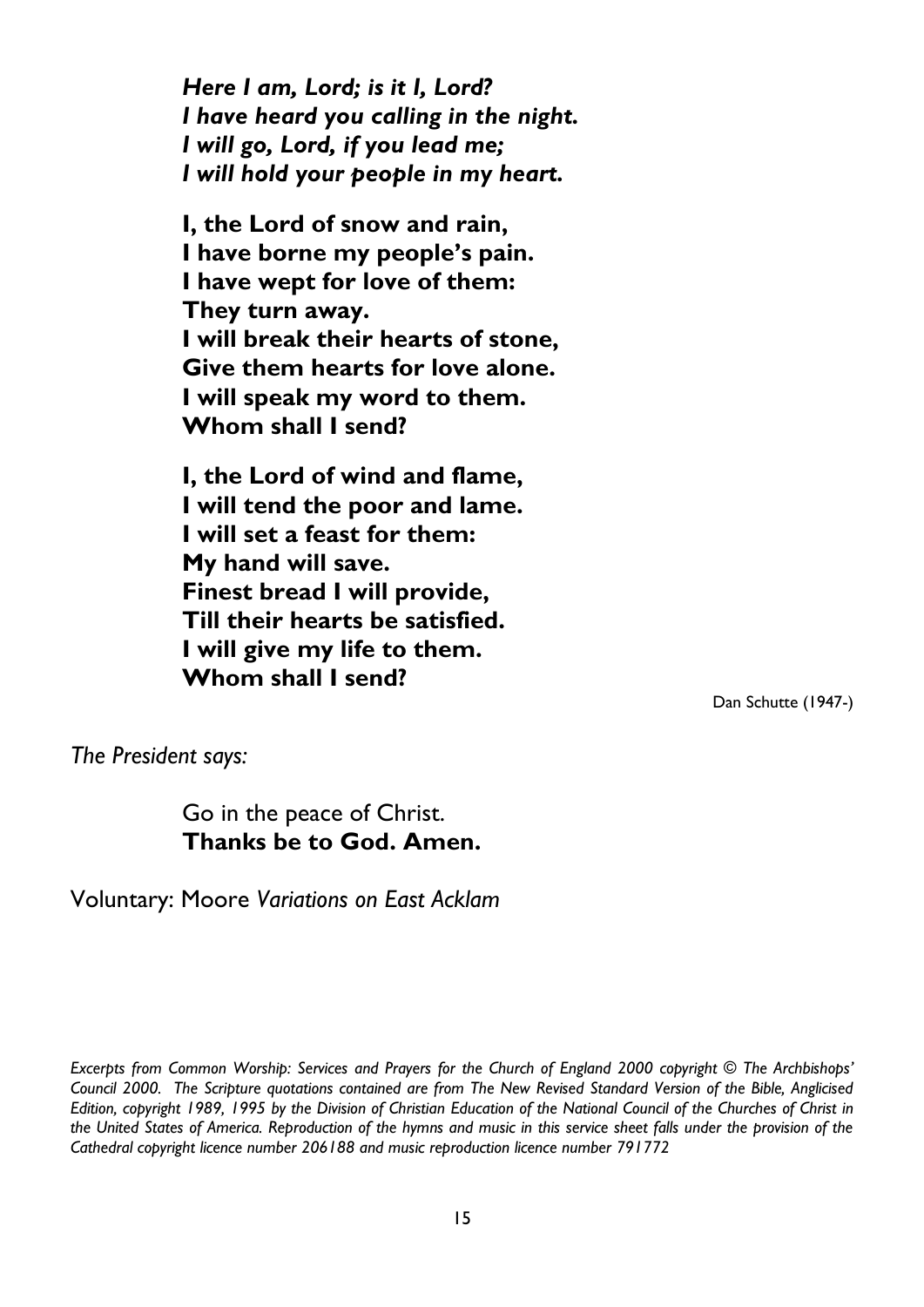*Here I am, Lord; is it I, Lord?*
*I have heard you calling in the night.*
*I will go, Lord, if you lead me;*
*I will hold your people in my heart.*

**I, the Lord of snow and rain,**
**I have borne my people's pain.**
**I have wept for love of them:**
**They turn away.**
**I will break their hearts of stone,**
**Give them hearts for love alone.**
**I will speak my word to them.**
**Whom shall I send?**

**I, the Lord of wind and flame,**
**I will tend the poor and lame.**
**I will set a feast for them:**
**My hand will save.**
**Finest bread I will provide,**
**Till their hearts be satisfied.**
**I will give my life to them.**
**Whom shall I send?**

Dan Schutte (1947-)

*The President says:*

Go in the peace of Christ.
**Thanks be to God. Amen.**

Voluntary: Moore *Variations on East Acklam*

*Excerpts from Common Worship: Services and Prayers for the Church of England 2000 copyright © The Archbishops' Council 2000. The Scripture quotations contained are from The New Revised Standard Version of the Bible, Anglicised Edition, copyright 1989, 1995 by the Division of Christian Education of the National Council of the Churches of Christ in the United States of America. Reproduction of the hymns and music in this service sheet falls under the provision of the Cathedral copyright licence number 206188 and music reproduction licence number 791772*